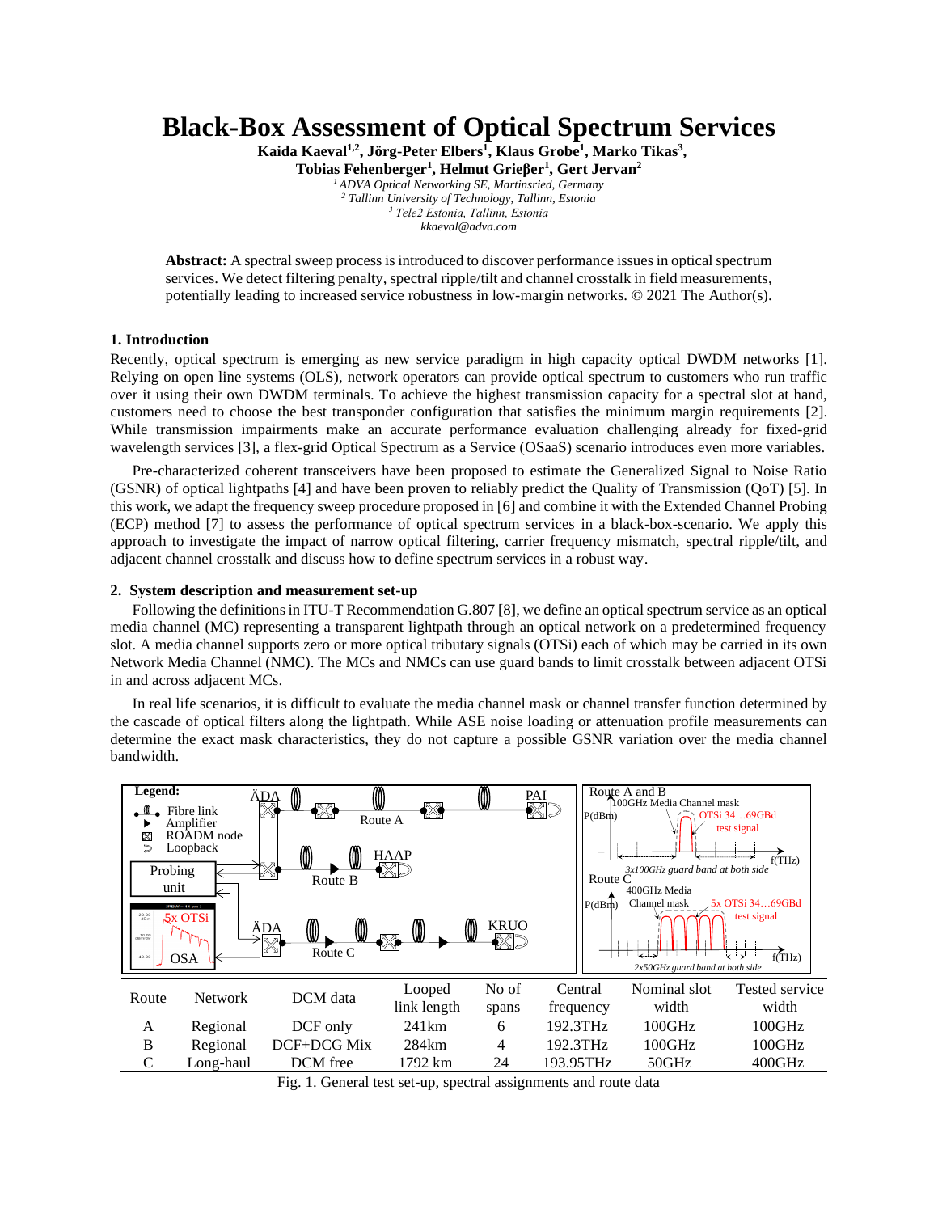# Black-Box Assessment of Optical Spectrum Services

**Kaida Kaeval[1,2], Jörg-Peter Elbers[1], Klaus Grobe[1], Marko Tikas[3], Tobias Fehenberger[1], Helmut Grieβer[1], Gert Jervan[2]**

*[1] ADVA Optical Networking SE, Martinsried, Germany*
*[2] Tallinn University of Technology, Tallinn, Estonia*
*[3] Tele2 Estonia, Tallinn, Estonia*
*kkaeval@adva.com*

**Abstract:** A spectral sweep process is introduced to discover performance issues in optical spectrum services. We detect filtering penalty, spectral ripple/tilt and channel crosstalk in field measurements, potentially leading to increased service robustness in low-margin networks. © 2021 The Author(s).

## 1. Introduction

Recently, optical spectrum is emerging as new service paradigm in high capacity optical DWDM networks [1]. Relying on open line systems (OLS), network operators can provide optical spectrum to customers who run traffic over it using their own DWDM terminals. To achieve the highest transmission capacity for a spectral slot at hand, customers need to choose the best transponder configuration that satisfies the minimum margin requirements [2]. While transmission impairments make an accurate performance evaluation challenging already for fixed-grid wavelength services [3], a flex-grid Optical Spectrum as a Service (OSaaS) scenario introduces even more variables.

Pre-characterized coherent transceivers have been proposed to estimate the Generalized Signal to Noise Ratio (GSNR) of optical lightpaths [4] and have been proven to reliably predict the Quality of Transmission (QoT) [5]. In this work, we adapt the frequency sweep procedure proposed in [6] and combine it with the Extended Channel Probing (ECP) method [7] to assess the performance of optical spectrum services in a black-box-scenario. We apply this approach to investigate the impact of narrow optical filtering, carrier frequency mismatch, spectral ripple/tilt, and adjacent channel crosstalk and discuss how to define spectrum services in a robust way.

## 2. System description and measurement set-up

Following the definitions in ITU-T Recommendation G.807 [8], we define an optical spectrum service as an optical media channel (MC) representing a transparent lightpath through an optical network on a predetermined frequency slot. A media channel supports zero or more optical tributary signals (OTSi) each of which may be carried in its own Network Media Channel (NMC). The MCs and NMCs can use guard bands to limit crosstalk between adjacent OTSi in and across adjacent MCs.

In real life scenarios, it is difficult to evaluate the media channel mask or channel transfer function determined by the cascade of optical filters along the lightpath. While ASE noise loading or attenuation profile measurements can determine the exact mask characteristics, they do not capture a possible GSNR variation over the media channel bandwidth.

| Route | Network | DCM data | Looped link length | No of spans | Central frequency | Nominal slot width | Tested service width |
|---|---|---|---|---|---|---|---|
| A | Regional | DCF only | 241km | 6 | 192.3THz | 100GHz | 100GHz |
| B | Regional | DCF+DCG Mix | 284km | 4 | 192.3THz | 100GHz | 100GHz |
| C | Long-haul | DCM free | 1792 km | 24 | 193.95THz | 50GHz | 400GHz |

Fig. 1. General test set-up, spectral assignments and route data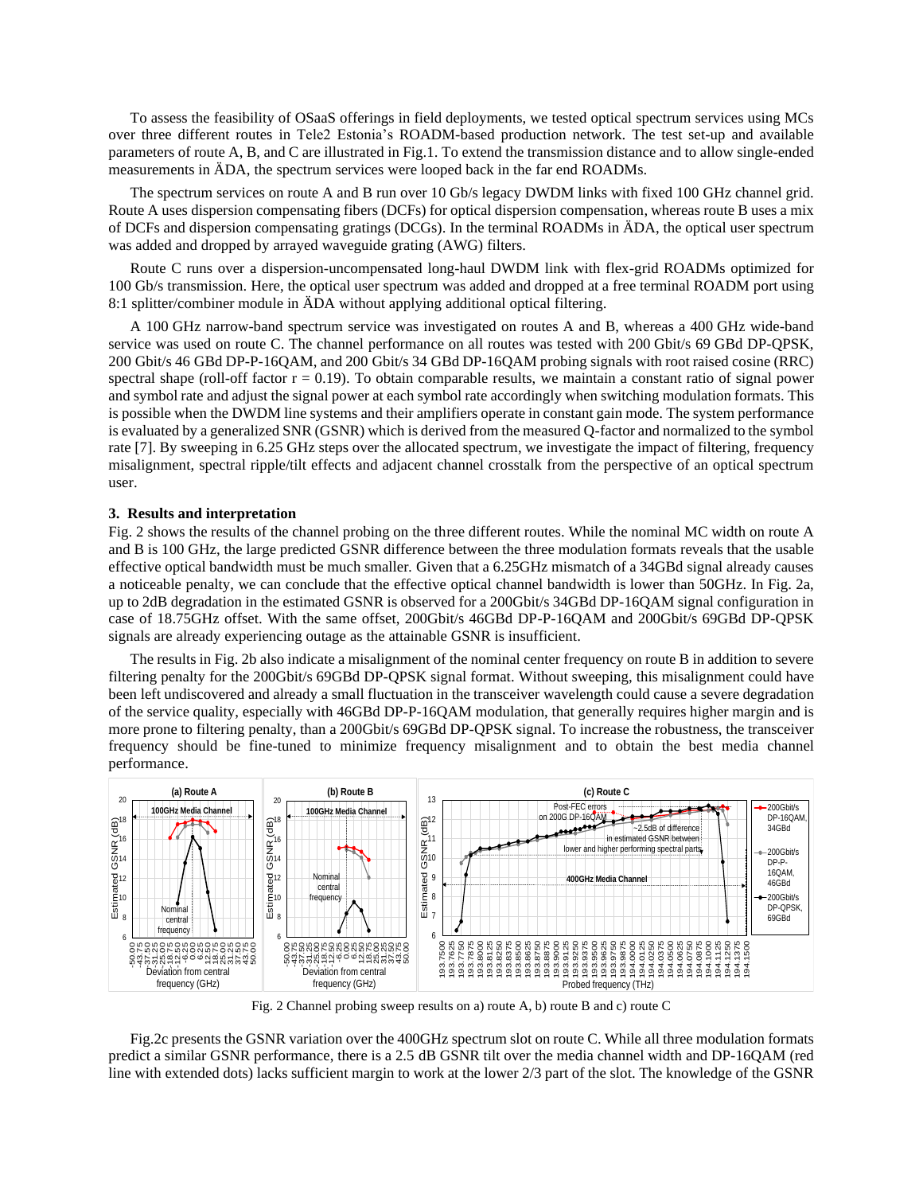To assess the feasibility of OSaaS offerings in field deployments, we tested optical spectrum services using MCs over three different routes in Tele2 Estonia's ROADM-based production network. The test set-up and available parameters of route A, B, and C are illustrated in Fig.1. To extend the transmission distance and to allow single-ended measurements in ÄDA, the spectrum services were looped back in the far end ROADMs.

The spectrum services on route A and B run over 10 Gb/s legacy DWDM links with fixed 100 GHz channel grid. Route A uses dispersion compensating fibers (DCFs) for optical dispersion compensation, whereas route B uses a mix of DCFs and dispersion compensating gratings (DCGs). In the terminal ROADMs in ÄDA, the optical user spectrum was added and dropped by arrayed waveguide grating (AWG) filters.

Route C runs over a dispersion-uncompensated long-haul DWDM link with flex-grid ROADMs optimized for 100 Gb/s transmission. Here, the optical user spectrum was added and dropped at a free terminal ROADM port using 8:1 splitter/combiner module in ÄDA without applying additional optical filtering.

A 100 GHz narrow-band spectrum service was investigated on routes A and B, whereas a 400 GHz wide-band service was used on route C. The channel performance on all routes was tested with 200 Gbit/s 69 GBd DP-QPSK, 200 Gbit/s 46 GBd DP-P-16QAM, and 200 Gbit/s 34 GBd DP-16QAM probing signals with root raised cosine (RRC) spectral shape (roll-off factor r = 0.19). To obtain comparable results, we maintain a constant ratio of signal power and symbol rate and adjust the signal power at each symbol rate accordingly when switching modulation formats. This is possible when the DWDM line systems and their amplifiers operate in constant gain mode. The system performance is evaluated by a generalized SNR (GSNR) which is derived from the measured Q-factor and normalized to the symbol rate [7]. By sweeping in 6.25 GHz steps over the allocated spectrum, we investigate the impact of filtering, frequency misalignment, spectral ripple/tilt effects and adjacent channel crosstalk from the perspective of an optical spectrum user.

### 3. Results and interpretation

Fig. 2 shows the results of the channel probing on the three different routes. While the nominal MC width on route A and B is 100 GHz, the large predicted GSNR difference between the three modulation formats reveals that the usable effective optical bandwidth must be much smaller. Given that a 6.25GHz mismatch of a 34GBd signal already causes a noticeable penalty, we can conclude that the effective optical channel bandwidth is lower than 50GHz. In Fig. 2a, up to 2dB degradation in the estimated GSNR is observed for a 200Gbit/s 34GBd DP-16QAM signal configuration in case of 18.75GHz offset. With the same offset, 200Gbit/s 46GBd DP-P-16QAM and 200Gbit/s 69GBd DP-QPSK signals are already experiencing outage as the attainable GSNR is insufficient.

The results in Fig. 2b also indicate a misalignment of the nominal center frequency on route B in addition to severe filtering penalty for the 200Gbit/s 69GBd DP-QPSK signal format. Without sweeping, this misalignment could have been left undiscovered and already a small fluctuation in the transceiver wavelength could cause a severe degradation of the service quality, especially with 46GBd DP-P-16QAM modulation, that generally requires higher margin and is more prone to filtering penalty, than a 200Gbit/s 69GBd DP-QPSK signal. To increase the robustness, the transceiver frequency should be fine-tuned to minimize frequency misalignment and to obtain the best media channel performance.

Fig. 2 Channel probing sweep results on a) route A, b) route B and c) route C

Fig.2c presents the GSNR variation over the 400GHz spectrum slot on route C. While all three modulation formats predict a similar GSNR performance, there is a 2.5 dB GSNR tilt over the media channel width and DP-16QAM (red line with extended dots) lacks sufficient margin to work at the lower 2/3 part of the slot. The knowledge of the GSNR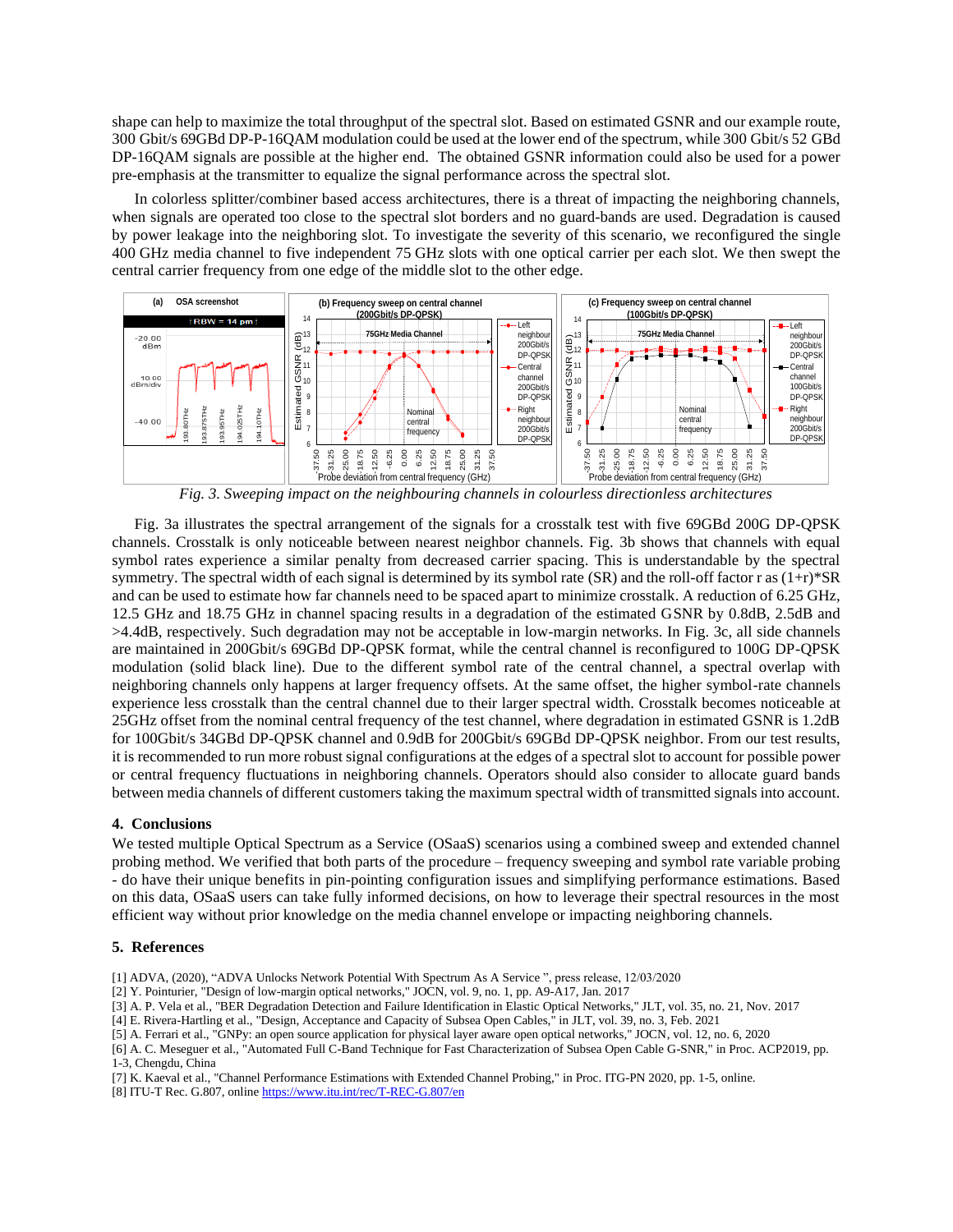shape can help to maximize the total throughput of the spectral slot. Based on estimated GSNR and our example route, 300 Gbit/s 69GBd DP-P-16QAM modulation could be used at the lower end of the spectrum, while 300 Gbit/s 52 GBd DP-16QAM signals are possible at the higher end. The obtained GSNR information could also be used for a power pre-emphasis at the transmitter to equalize the signal performance across the spectral slot.

In colorless splitter/combiner based access architectures, there is a threat of impacting the neighboring channels, when signals are operated too close to the spectral slot borders and no guard-bands are used. Degradation is caused by power leakage into the neighboring slot. To investigate the severity of this scenario, we reconfigured the single 400 GHz media channel to five independent 75 GHz slots with one optical carrier per each slot. We then swept the central carrier frequency from one edge of the middle slot to the other edge.

(a) OSA screenshot

RBW = 14 pm

-20.00 dBm

10.00 dBm/div

-40.00

193.80THz
193.875THz
193.95THz
194.025THz
194.10THz

(b) Frequency sweep on central channel (200Gbit/s DP-QPSK)

75GHz Media Channel

Nominal central frequency

Estimated GSNR (dB)

14
13
12
11
10
9
8
7
6

-37.50 -31.25 -25.00 -18.75 -12.50 -6.25 0.00 6.25 12.50 18.75 25.00 31.25 37.50

Probe deviation from central frequency (GHz)

Left neighbour 200Gbit/s DP-QPSK
Central channel 200Gbit/s DP-QPSK
Right neighbour 200Gbit/s DP-QPSK

(c) Frequency sweep on central channel (100Gbit/s DP-QPSK)

75GHz Media Channel

Nominal central frequency

Estimated GSNR (dB)

14
13
12
11
10
9
8
7
6

-37.50 -31.25 -25.00 -18.75 -12.50 -6.25 0.00 6.25 12.50 18.75 25.00 31.25 37.50

Probe deviation from central frequency (GHz)

Left neighbour 200Gbit/s DP-QPSK
Central channel 100Gbit/s DP-QPSK
Right neighbour 200Gbit/s DP-QPSK

*Fig. 3. Sweeping impact on the neighbouring channels in colourless directionless architectures*

Fig. 3a illustrates the spectral arrangement of the signals for a crosstalk test with five 69GBd 200G DP-QPSK channels. Crosstalk is only noticeable between nearest neighbor channels. Fig. 3b shows that channels with equal symbol rates experience a similar penalty from decreased carrier spacing. This is understandable by the spectral symmetry. The spectral width of each signal is determined by its symbol rate (SR) and the roll-off factor r as (1+r)\*SR and can be used to estimate how far channels need to be spaced apart to minimize crosstalk. A reduction of 6.25 GHz, 12.5 GHz and 18.75 GHz in channel spacing results in a degradation of the estimated GSNR by 0.8dB, 2.5dB and >4.4dB, respectively. Such degradation may not be acceptable in low-margin networks. In Fig. 3c, all side channels are maintained in 200Gbit/s 69GBd DP-QPSK format, while the central channel is reconfigured to 100G DP-QPSK modulation (solid black line). Due to the different symbol rate of the central channel, a spectral overlap with neighboring channels only happens at larger frequency offsets. At the same offset, the higher symbol-rate channels experience less crosstalk than the central channel due to their larger spectral width. Crosstalk becomes noticeable at 25GHz offset from the nominal central frequency of the test channel, where degradation in estimated GSNR is 1.2dB for 100Gbit/s 34GBd DP-QPSK channel and 0.9dB for 200Gbit/s 69GBd DP-QPSK neighbor. From our test results, it is recommended to run more robust signal configurations at the edges of a spectral slot to account for possible power or central frequency fluctuations in neighboring channels. Operators should also consider to allocate guard bands between media channels of different customers taking the maximum spectral width of transmitted signals into account.

## 4. Conclusions

We tested multiple Optical Spectrum as a Service (OSaaS) scenarios using a combined sweep and extended channel probing method. We verified that both parts of the procedure – frequency sweeping and symbol rate variable probing - do have their unique benefits in pin-pointing configuration issues and simplifying performance estimations. Based on this data, OSaaS users can take fully informed decisions, on how to leverage their spectral resources in the most efficient way without prior knowledge on the media channel envelope or impacting neighboring channels.

## 5. References

[1] ADVA, (2020), "ADVA Unlocks Network Potential With Spectrum As A Service ", press release, 12/03/2020

[2] Y. Pointurier, "Design of low-margin optical networks," JOCN, vol. 9, no. 1, pp. A9-A17, Jan. 2017

[3] A. P. Vela et al., "BER Degradation Detection and Failure Identification in Elastic Optical Networks," JLT, vol. 35, no. 21, Nov. 2017

[4] E. Rivera-Hartling et al., "Design, Acceptance and Capacity of Subsea Open Cables," in JLT, vol. 39, no. 3, Feb. 2021

[5] A. Ferrari et al., "GNPy: an open source application for physical layer aware open optical networks," JOCN, vol. 12, no. 6, 2020

[6] A. C. Meseguer et al., "Automated Full C-Band Technique for Fast Characterization of Subsea Open Cable G-SNR," in Proc. ACP2019, pp. 1-3, Chengdu, China

[7] K. Kaeval et al., "Channel Performance Estimations with Extended Channel Probing," in Proc. ITG-PN 2020, pp. 1-5, online.

[8] ITU-T Rec. G.807, online https://www.itu.int/rec/T-REC-G.807/en